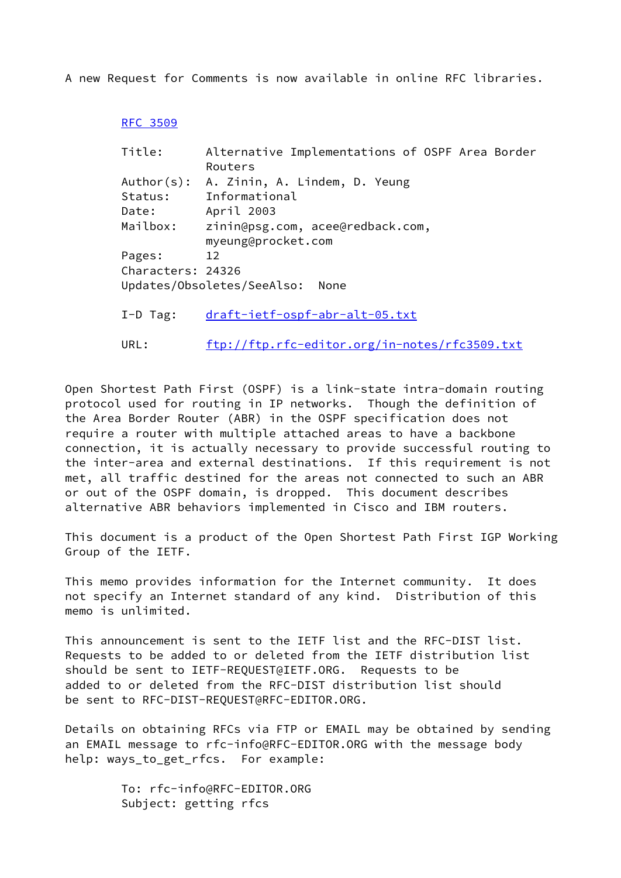A new Request for Comments is now available in online RFC libraries.

[RFC 3509](ftp://ftp.rfc-editor.org/in-notes/rfc3509.txt)

```
Title:      Alternative Implementations of OSPF Area Border
            Routers
Author(s):  A. Zinin, A. Lindem, D. Yeung
Status:     Informational
Date:       April 2003
Mailbox:    zinin@psg.com, acee@redback.com,
            myeung@procket.com
Pages:      12
Characters: 24326
Updates/Obsoletes/SeeAlso:  None

I-D Tag:    draft-ietf-ospf-abr-alt-05.txt

URL:        ftp://ftp.rfc-editor.org/in-notes/rfc3509.txt
```

Open Shortest Path First (OSPF) is a link-state intra-domain routing protocol used for routing in IP networks. Though the definition of the Area Border Router (ABR) in the OSPF specification does not require a router with multiple attached areas to have a backbone connection, it is actually necessary to provide successful routing to the inter-area and external destinations. If this requirement is not met, all traffic destined for the areas not connected to such an ABR or out of the OSPF domain, is dropped. This document describes alternative ABR behaviors implemented in Cisco and IBM routers.

This document is a product of the Open Shortest Path First IGP Working Group of the IETF.

This memo provides information for the Internet community. It does not specify an Internet standard of any kind. Distribution of this memo is unlimited.

This announcement is sent to the IETF list and the RFC-DIST list. Requests to be added to or deleted from the IETF distribution list should be sent to IETF-REQUEST@IETF.ORG. Requests to be added to or deleted from the RFC-DIST distribution list should be sent to RFC-DIST-REQUEST@RFC-EDITOR.ORG.

Details on obtaining RFCs via FTP or EMAIL may be obtained by sending an EMAIL message to rfc-info@RFC-EDITOR.ORG with the message body help: ways_to_get_rfcs. For example:

```
To: rfc-info@RFC-EDITOR.ORG
Subject: getting rfcs
```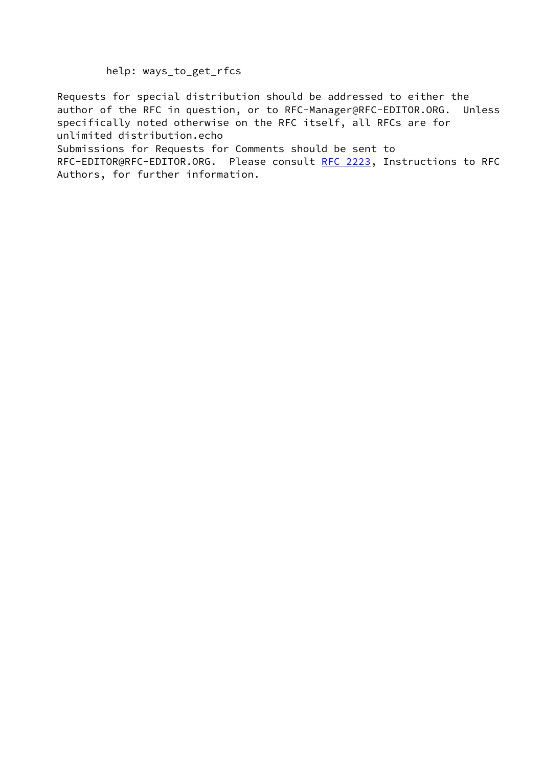help: ways_to_get_rfcs

Requests for special distribution should be addressed to either the author of the RFC in question, or to RFC-Manager@RFC-EDITOR.ORG.  Unless specifically noted otherwise on the RFC itself, all RFCs are for unlimited distribution.echo
Submissions for Requests for Comments should be sent to RFC-EDITOR@RFC-EDITOR.ORG.  Please consult RFC 2223, Instructions to RFC Authors, for further information.